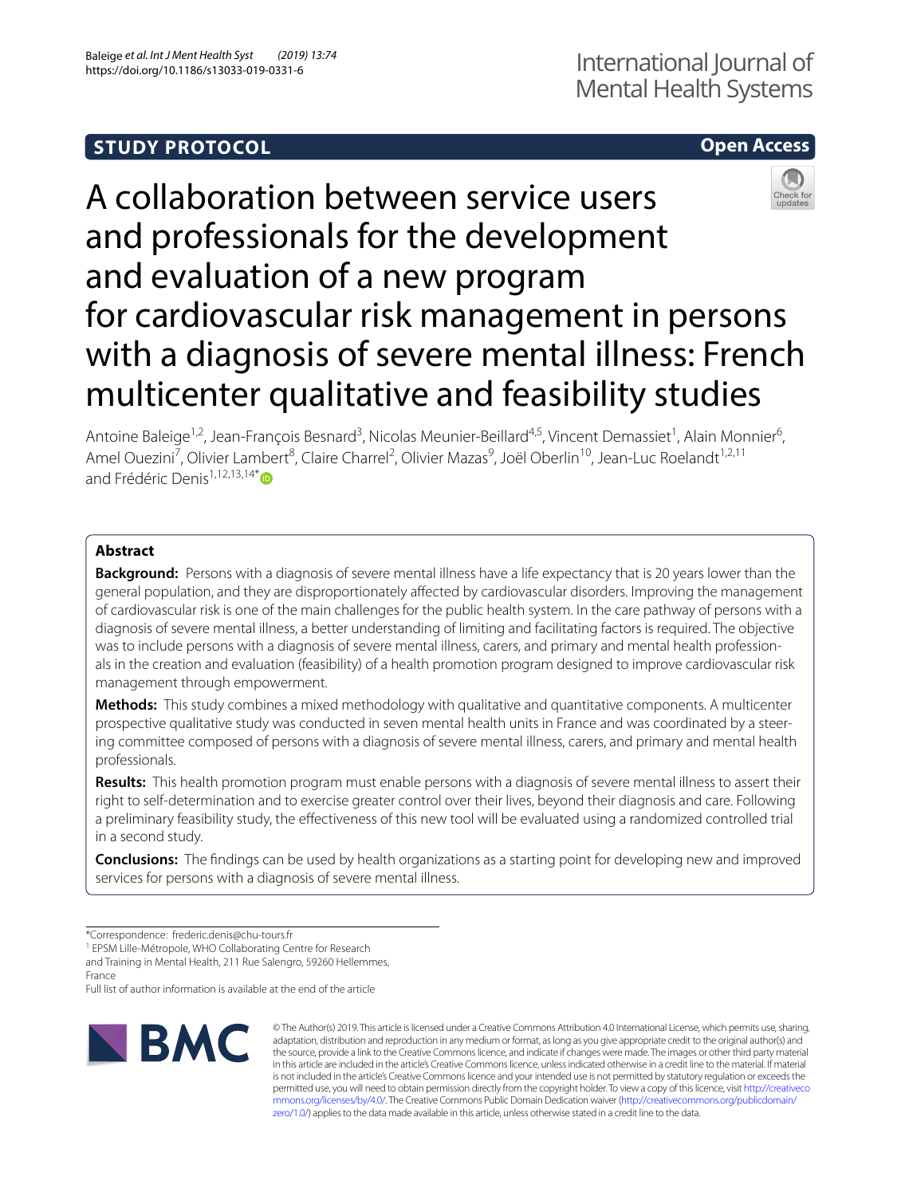**STUDY PROTOCOL** **Open Access**

# A collaboration between service users and professionals for the development and evaluation of a new program for cardiovascular risk management in persons with a diagnosis of severe mental illness: French multicenter qualitative and feasibility studies

Antoine Baleige[1,2], Jean-François Besnard[3], Nicolas Meunier-Beillard[4,5], Vincent Demassiet[1], Alain Monnier[6], Amel Ouezini[7], Olivier Lambert[8], Claire Charrel[2], Olivier Mazas[9], Joël Oberlin[10], Jean-Luc Roelandt[1,2,11] and Frédéric Denis[1,12,13,14*]

## Abstract

**Background:** Persons with a diagnosis of severe mental illness have a life expectancy that is 20 years lower than the general population, and they are disproportionately affected by cardiovascular disorders. Improving the management of cardiovascular risk is one of the main challenges for the public health system. In the care pathway of persons with a diagnosis of severe mental illness, a better understanding of limiting and facilitating factors is required. The objective was to include persons with a diagnosis of severe mental illness, carers, and primary and mental health professionals in the creation and evaluation (feasibility) of a health promotion program designed to improve cardiovascular risk management through empowerment.

**Methods:** This study combines a mixed methodology with qualitative and quantitative components. A multicenter prospective qualitative study was conducted in seven mental health units in France and was coordinated by a steering committee composed of persons with a diagnosis of severe mental illness, carers, and primary and mental health professionals.

**Results:** This health promotion program must enable persons with a diagnosis of severe mental illness to assert their right to self-determination and to exercise greater control over their lives, beyond their diagnosis and care. Following a preliminary feasibility study, the effectiveness of this new tool will be evaluated using a randomized controlled trial in a second study.

**Conclusions:** The findings can be used by health organizations as a starting point for developing new and improved services for persons with a diagnosis of severe mental illness.

*Correspondence: frederic.denis@chu-tours.fr

[1] EPSM Lille-Métropole, WHO Collaborating Centre for Research and Training in Mental Health, 211 Rue Salengro, 59260 Hellemmes, France

Full list of author information is available at the end of the article

© The Author(s) 2019. This article is licensed under a Creative Commons Attribution 4.0 International License, which permits use, sharing, adaptation, distribution and reproduction in any medium or format, as long as you give appropriate credit to the original author(s) and the source, provide a link to the Creative Commons licence, and indicate if changes were made. The images or other third party material in this article are included in the article's Creative Commons licence, unless indicated otherwise in a credit line to the material. If material is not included in the article's Creative Commons licence and your intended use is not permitted by statutory regulation or exceeds the permitted use, you will need to obtain permission directly from the copyright holder. To view a copy of this licence, visit http://creativecommons.org/licenses/by/4.0/. The Creative Commons Public Domain Dedication waiver (http://creativecommons.org/publicdomain/zero/1.0/) applies to the data made available in this article, unless otherwise stated in a credit line to the data.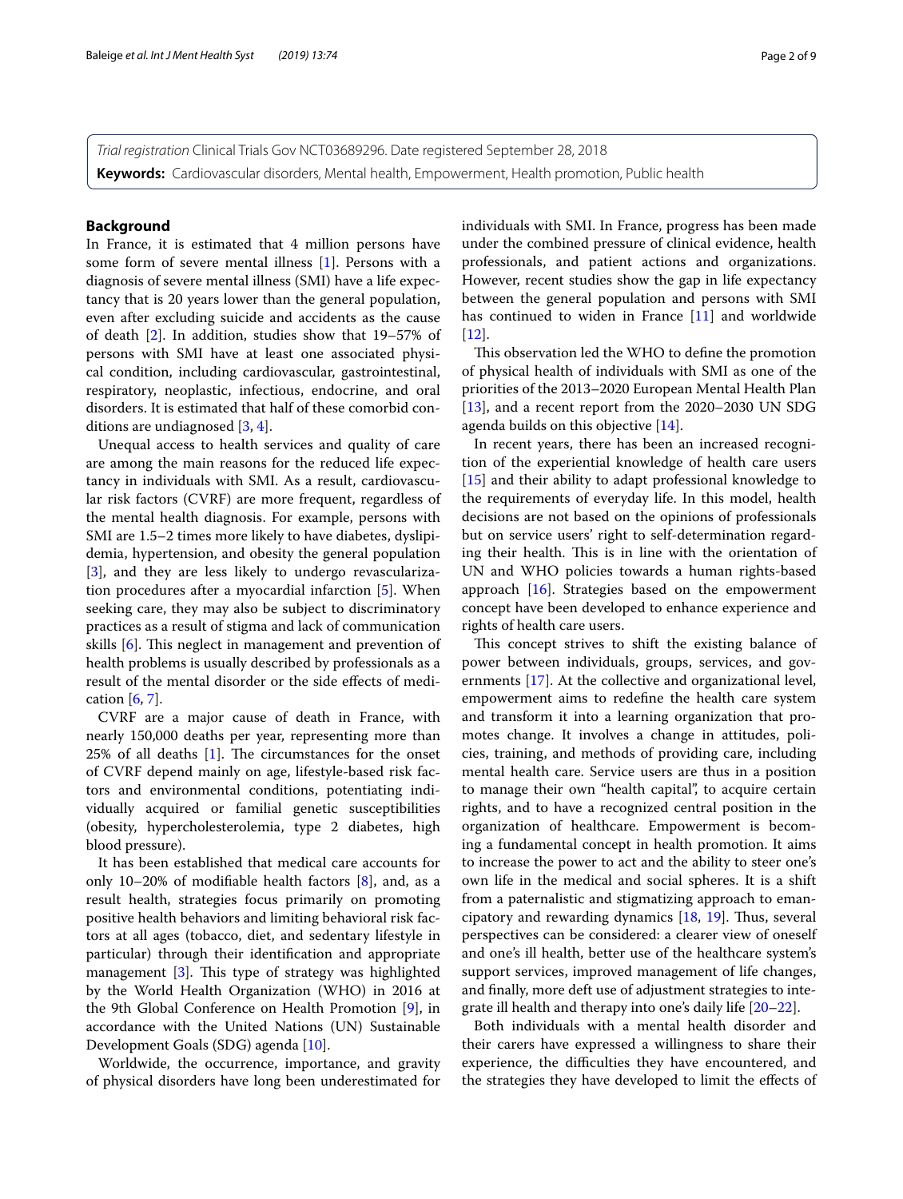*Trial registration* Clinical Trials Gov NCT03689296. Date registered September 28, 2018

**Keywords:** Cardiovascular disorders, Mental health, Empowerment, Health promotion, Public health

## Background

In France, it is estimated that 4 million persons have some form of severe mental illness [1]. Persons with a diagnosis of severe mental illness (SMI) have a life expectancy that is 20 years lower than the general population, even after excluding suicide and accidents as the cause of death [2]. In addition, studies show that 19–57% of persons with SMI have at least one associated physical condition, including cardiovascular, gastrointestinal, respiratory, neoplastic, infectious, endocrine, and oral disorders. It is estimated that half of these comorbid conditions are undiagnosed [3, 4].

Unequal access to health services and quality of care are among the main reasons for the reduced life expectancy in individuals with SMI. As a result, cardiovascular risk factors (CVRF) are more frequent, regardless of the mental health diagnosis. For example, persons with SMI are 1.5–2 times more likely to have diabetes, dyslipidemia, hypertension, and obesity the general population [3], and they are less likely to undergo revascularization procedures after a myocardial infarction [5]. When seeking care, they may also be subject to discriminatory practices as a result of stigma and lack of communication skills [6]. This neglect in management and prevention of health problems is usually described by professionals as a result of the mental disorder or the side effects of medication [6, 7].

CVRF are a major cause of death in France, with nearly 150,000 deaths per year, representing more than 25% of all deaths [1]. The circumstances for the onset of CVRF depend mainly on age, lifestyle-based risk factors and environmental conditions, potentiating individually acquired or familial genetic susceptibilities (obesity, hypercholesterolemia, type 2 diabetes, high blood pressure).

It has been established that medical care accounts for only 10–20% of modifiable health factors [8], and, as a result health, strategies focus primarily on promoting positive health behaviors and limiting behavioral risk factors at all ages (tobacco, diet, and sedentary lifestyle in particular) through their identification and appropriate management [3]. This type of strategy was highlighted by the World Health Organization (WHO) in 2016 at the 9th Global Conference on Health Promotion [9], in accordance with the United Nations (UN) Sustainable Development Goals (SDG) agenda [10].

Worldwide, the occurrence, importance, and gravity of physical disorders have long been underestimated for individuals with SMI. In France, progress has been made under the combined pressure of clinical evidence, health professionals, and patient actions and organizations. However, recent studies show the gap in life expectancy between the general population and persons with SMI has continued to widen in France [11] and worldwide [12].

This observation led the WHO to define the promotion of physical health of individuals with SMI as one of the priorities of the 2013–2020 European Mental Health Plan [13], and a recent report from the 2020–2030 UN SDG agenda builds on this objective [14].

In recent years, there has been an increased recognition of the experiential knowledge of health care users [15] and their ability to adapt professional knowledge to the requirements of everyday life. In this model, health decisions are not based on the opinions of professionals but on service users' right to self-determination regarding their health. This is in line with the orientation of UN and WHO policies towards a human rights-based approach [16]. Strategies based on the empowerment concept have been developed to enhance experience and rights of health care users.

This concept strives to shift the existing balance of power between individuals, groups, services, and governments [17]. At the collective and organizational level, empowerment aims to redefine the health care system and transform it into a learning organization that promotes change. It involves a change in attitudes, policies, training, and methods of providing care, including mental health care. Service users are thus in a position to manage their own "health capital", to acquire certain rights, and to have a recognized central position in the organization of healthcare. Empowerment is becoming a fundamental concept in health promotion. It aims to increase the power to act and the ability to steer one's own life in the medical and social spheres. It is a shift from a paternalistic and stigmatizing approach to emancipatory and rewarding dynamics [18, 19]. Thus, several perspectives can be considered: a clearer view of oneself and one's ill health, better use of the healthcare system's support services, improved management of life changes, and finally, more deft use of adjustment strategies to integrate ill health and therapy into one's daily life [20–22].

Both individuals with a mental health disorder and their carers have expressed a willingness to share their experience, the difficulties they have encountered, and the strategies they have developed to limit the effects of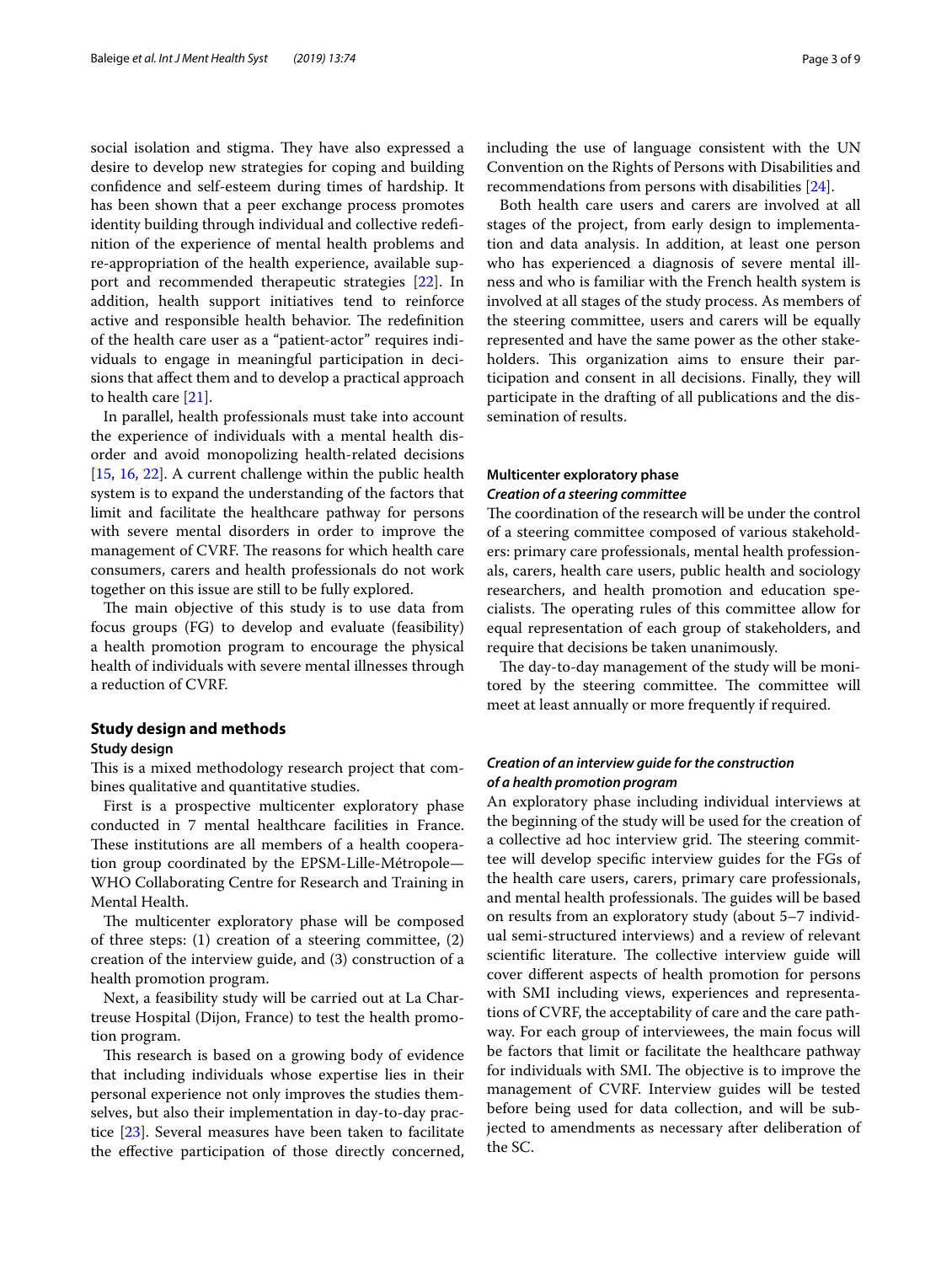social isolation and stigma. They have also expressed a desire to develop new strategies for coping and building confidence and self-esteem during times of hardship. It has been shown that a peer exchange process promotes identity building through individual and collective redefinition of the experience of mental health problems and re-appropriation of the health experience, available support and recommended therapeutic strategies [22]. In addition, health support initiatives tend to reinforce active and responsible health behavior. The redefinition of the health care user as a "patient-actor" requires individuals to engage in meaningful participation in decisions that affect them and to develop a practical approach to health care [21].

In parallel, health professionals must take into account the experience of individuals with a mental health disorder and avoid monopolizing health-related decisions [15, 16, 22]. A current challenge within the public health system is to expand the understanding of the factors that limit and facilitate the healthcare pathway for persons with severe mental disorders in order to improve the management of CVRF. The reasons for which health care consumers, carers and health professionals do not work together on this issue are still to be fully explored.

The main objective of this study is to use data from focus groups (FG) to develop and evaluate (feasibility) a health promotion program to encourage the physical health of individuals with severe mental illnesses through a reduction of CVRF.

## Study design and methods

### Study design

This is a mixed methodology research project that combines qualitative and quantitative studies.

First is a prospective multicenter exploratory phase conducted in 7 mental healthcare facilities in France. These institutions are all members of a health cooperation group coordinated by the EPSM-Lille-Métropole—WHO Collaborating Centre for Research and Training in Mental Health.

The multicenter exploratory phase will be composed of three steps: (1) creation of a steering committee, (2) creation of the interview guide, and (3) construction of a health promotion program.

Next, a feasibility study will be carried out at La Chartreuse Hospital (Dijon, France) to test the health promotion program.

This research is based on a growing body of evidence that including individuals whose expertise lies in their personal experience not only improves the studies themselves, but also their implementation in day-to-day practice [23]. Several measures have been taken to facilitate the effective participation of those directly concerned, including the use of language consistent with the UN Convention on the Rights of Persons with Disabilities and recommendations from persons with disabilities [24].

Both health care users and carers are involved at all stages of the project, from early design to implementation and data analysis. In addition, at least one person who has experienced a diagnosis of severe mental illness and who is familiar with the French health system is involved at all stages of the study process. As members of the steering committee, users and carers will be equally represented and have the same power as the other stakeholders. This organization aims to ensure their participation and consent in all decisions. Finally, they will participate in the drafting of all publications and the dissemination of results.

### Multicenter exploratory phase

#### *Creation of a steering committee*

The coordination of the research will be under the control of a steering committee composed of various stakeholders: primary care professionals, mental health professionals, carers, health care users, public health and sociology researchers, and health promotion and education specialists. The operating rules of this committee allow for equal representation of each group of stakeholders, and require that decisions be taken unanimously.

The day-to-day management of the study will be monitored by the steering committee. The committee will meet at least annually or more frequently if required.

#### *Creation of an interview guide for the construction of a health promotion program*

An exploratory phase including individual interviews at the beginning of the study will be used for the creation of a collective ad hoc interview grid. The steering committee will develop specific interview guides for the FGs of the health care users, carers, primary care professionals, and mental health professionals. The guides will be based on results from an exploratory study (about 5–7 individual semi-structured interviews) and a review of relevant scientific literature. The collective interview guide will cover different aspects of health promotion for persons with SMI including views, experiences and representations of CVRF, the acceptability of care and the care pathway. For each group of interviewees, the main focus will be factors that limit or facilitate the healthcare pathway for individuals with SMI. The objective is to improve the management of CVRF. Interview guides will be tested before being used for data collection, and will be subjected to amendments as necessary after deliberation of the SC.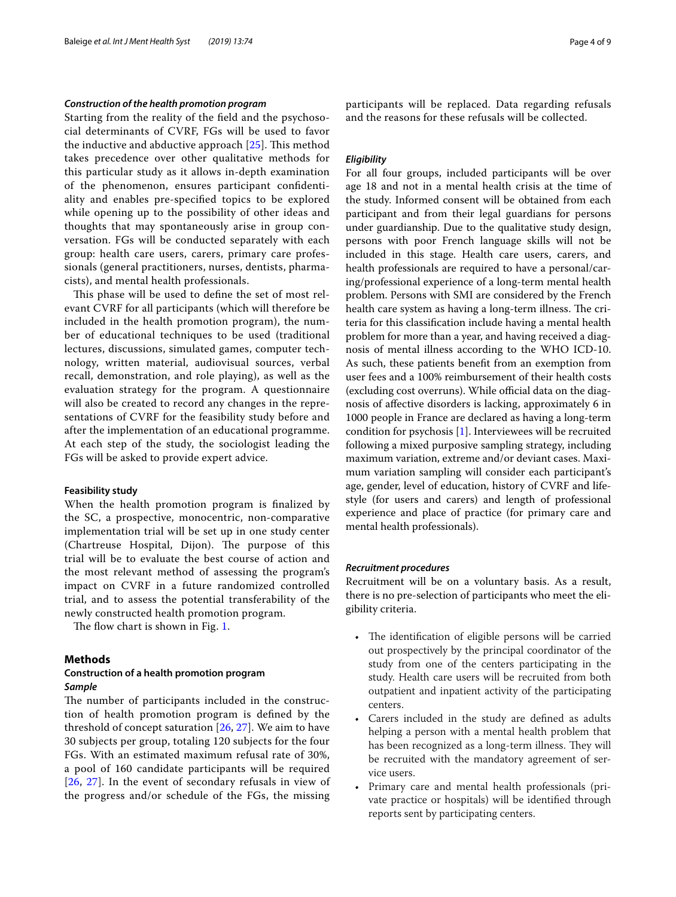*Construction of the health promotion program*

Starting from the reality of the field and the psychosocial determinants of CVRF, FGs will be used to favor the inductive and abductive approach [25]. This method takes precedence over other qualitative methods for this particular study as it allows in-depth examination of the phenomenon, ensures participant confidentiality and enables pre-specified topics to be explored while opening up to the possibility of other ideas and thoughts that may spontaneously arise in group conversation. FGs will be conducted separately with each group: health care users, carers, primary care professionals (general practitioners, nurses, dentists, pharmacists), and mental health professionals.

This phase will be used to define the set of most relevant CVRF for all participants (which will therefore be included in the health promotion program), the number of educational techniques to be used (traditional lectures, discussions, simulated games, computer technology, written material, audiovisual sources, verbal recall, demonstration, and role playing), as well as the evaluation strategy for the program. A questionnaire will also be created to record any changes in the representations of CVRF for the feasibility study before and after the implementation of an educational programme. At each step of the study, the sociologist leading the FGs will be asked to provide expert advice.

**Feasibility study**

When the health promotion program is finalized by the SC, a prospective, monocentric, non-comparative implementation trial will be set up in one study center (Chartreuse Hospital, Dijon). The purpose of this trial will be to evaluate the best course of action and the most relevant method of assessing the program's impact on CVRF in a future randomized controlled trial, and to assess the potential transferability of the newly constructed health promotion program.

The flow chart is shown in Fig. 1.

## Methods

### Construction of a health promotion program

*Sample*

The number of participants included in the construction of health promotion program is defined by the threshold of concept saturation [26, 27]. We aim to have 30 subjects per group, totaling 120 subjects for the four FGs. With an estimated maximum refusal rate of 30%, a pool of 160 candidate participants will be required [26, 27]. In the event of secondary refusals in view of the progress and/or schedule of the FGs, the missing participants will be replaced. Data regarding refusals and the reasons for these refusals will be collected.

*Eligibility*

For all four groups, included participants will be over age 18 and not in a mental health crisis at the time of the study. Informed consent will be obtained from each participant and from their legal guardians for persons under guardianship. Due to the qualitative study design, persons with poor French language skills will not be included in this stage. Health care users, carers, and health professionals are required to have a personal/caring/professional experience of a long-term mental health problem. Persons with SMI are considered by the French health care system as having a long-term illness. The criteria for this classification include having a mental health problem for more than a year, and having received a diagnosis of mental illness according to the WHO ICD-10. As such, these patients benefit from an exemption from user fees and a 100% reimbursement of their health costs (excluding cost overruns). While official data on the diagnosis of affective disorders is lacking, approximately 6 in 1000 people in France are declared as having a long-term condition for psychosis [1]. Interviewees will be recruited following a mixed purposive sampling strategy, including maximum variation, extreme and/or deviant cases. Maximum variation sampling will consider each participant's age, gender, level of education, history of CVRF and lifestyle (for users and carers) and length of professional experience and place of practice (for primary care and mental health professionals).

*Recruitment procedures*

Recruitment will be on a voluntary basis. As a result, there is no pre-selection of participants who meet the eligibility criteria.

- The identification of eligible persons will be carried out prospectively by the principal coordinator of the study from one of the centers participating in the study. Health care users will be recruited from both outpatient and inpatient activity of the participating centers.
- Carers included in the study are defined as adults helping a person with a mental health problem that has been recognized as a long-term illness. They will be recruited with the mandatory agreement of service users.
- Primary care and mental health professionals (private practice or hospitals) will be identified through reports sent by participating centers.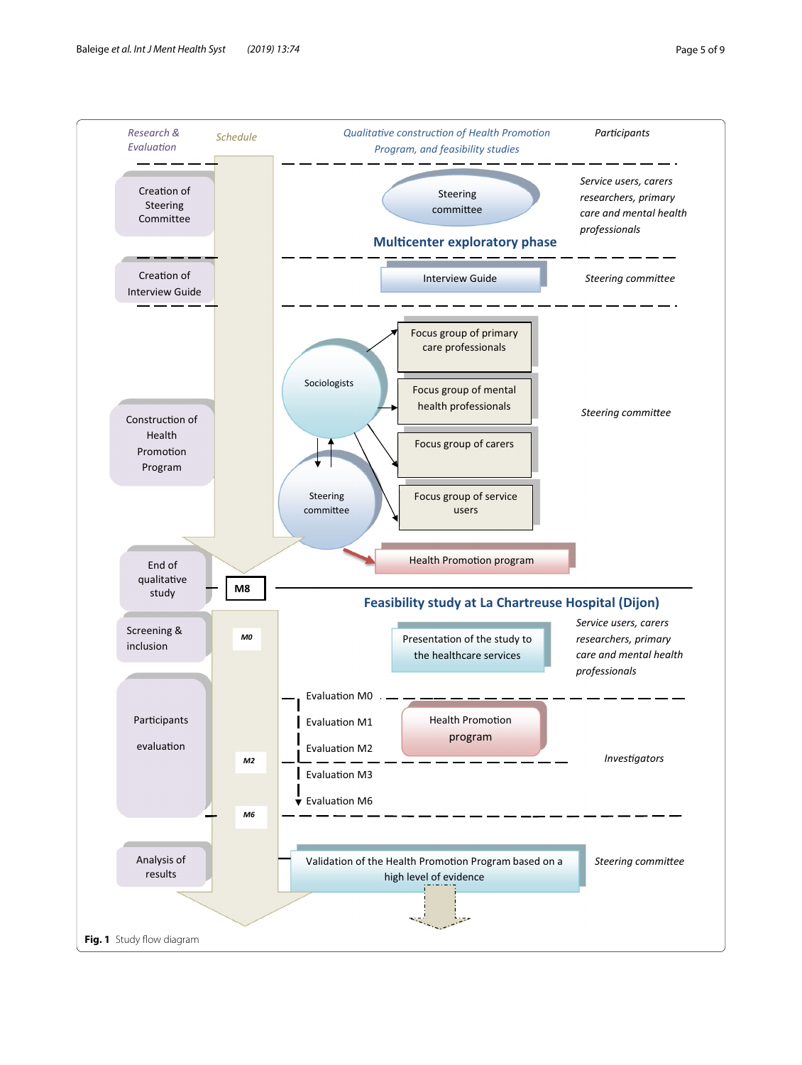| Research & Evaluation | Schedule | Qualitative construction of Health Promotion Program, and feasibility studies | Participants |
|---|---|---|---|
| Creation of Steering Committee | | Steering committee | Service users, carers researchers, primary care and mental health professionals |
| | | **Multicenter exploratory phase** | |
| Creation of Interview Guide | | Interview Guide | Steering committee |
| Construction of Health Promotion Program | | Sociologists ↔ Steering committee → Focus group of primary care professionals; Focus group of mental health professionals; Focus group of carers; Focus group of service users | Steering committee |
| | | Health Promotion program | |
| End of qualitative study | M8 | **Feasibility study at La Chartreuse Hospital (Dijon)** | |
| Screening & inclusion | M0 | Presentation of the study to the healthcare services | Service users, carers researchers, primary care and mental health professionals |
| Participants evaluation | M2, M6 | Evaluation M0; Evaluation M1; Evaluation M2 (Health Promotion program); Evaluation M3; Evaluation M6 | Investigators |
| Analysis of results | | Validation of the Health Promotion Program based on a high level of evidence | Steering committee |

**Fig. 1** Study flow diagram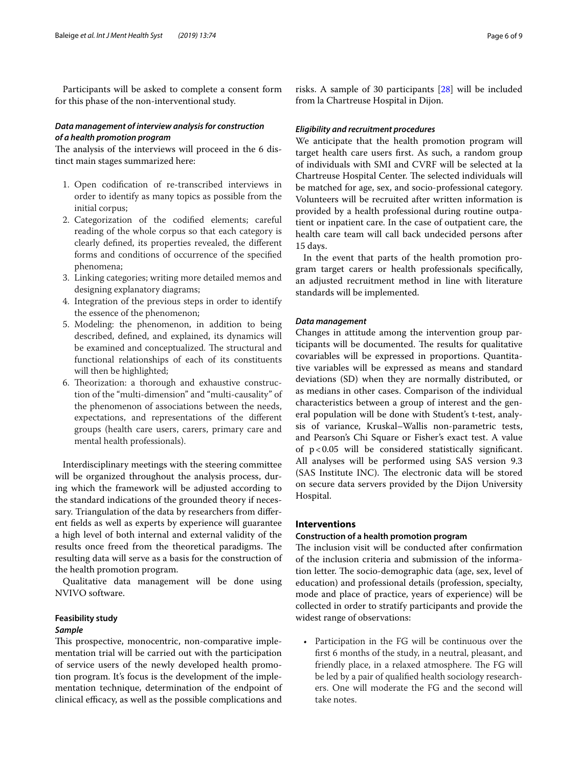Participants will be asked to complete a consent form for this phase of the non-interventional study.

#### *Data management of interview analysis for construction of a health promotion program*

The analysis of the interviews will proceed in the 6 distinct main stages summarized here:

1. Open codification of re-transcribed interviews in order to identify as many topics as possible from the initial corpus;
2. Categorization of the codified elements; careful reading of the whole corpus so that each category is clearly defined, its properties revealed, the different forms and conditions of occurrence of the specified phenomena;
3. Linking categories; writing more detailed memos and designing explanatory diagrams;
4. Integration of the previous steps in order to identify the essence of the phenomenon;
5. Modeling: the phenomenon, in addition to being described, defined, and explained, its dynamics will be examined and conceptualized. The structural and functional relationships of each of its constituents will then be highlighted;
6. Theorization: a thorough and exhaustive construction of the "multi-dimension" and "multi-causality" of the phenomenon of associations between the needs, expectations, and representations of the different groups (health care users, carers, primary care and mental health professionals).

Interdisciplinary meetings with the steering committee will be organized throughout the analysis process, during which the framework will be adjusted according to the standard indications of the grounded theory if necessary. Triangulation of the data by researchers from different fields as well as experts by experience will guarantee a high level of both internal and external validity of the results once freed from the theoretical paradigms. The resulting data will serve as a basis for the construction of the health promotion program.

Qualitative data management will be done using NVIVO software.

### Feasibility study

#### *Sample*

This prospective, monocentric, non-comparative implementation trial will be carried out with the participation of service users of the newly developed health promotion program. It's focus is the development of the implementation technique, determination of the endpoint of clinical efficacy, as well as the possible complications and risks. A sample of 30 participants [28] will be included from la Chartreuse Hospital in Dijon.

#### *Eligibility and recruitment procedures*

We anticipate that the health promotion program will target health care users first. As such, a random group of individuals with SMI and CVRF will be selected at la Chartreuse Hospital Center. The selected individuals will be matched for age, sex, and socio-professional category. Volunteers will be recruited after written information is provided by a health professional during routine outpatient or inpatient care. In the case of outpatient care, the health care team will call back undecided persons after 15 days.

In the event that parts of the health promotion program target carers or health professionals specifically, an adjusted recruitment method in line with literature standards will be implemented.

#### *Data management*

Changes in attitude among the intervention group participants will be documented. The results for qualitative covariables will be expressed in proportions. Quantitative variables will be expressed as means and standard deviations (SD) when they are normally distributed, or as medians in other cases. Comparison of the individual characteristics between a group of interest and the general population will be done with Student's t-test, analysis of variance, Kruskal–Wallis non-parametric tests, and Pearson's Chi Square or Fisher's exact test. A value of $p < 0.05$ will be considered statistically significant. All analyses will be performed using SAS version 9.3 (SAS Institute INC). The electronic data will be stored on secure data servers provided by the Dijon University Hospital.

## Interventions

### Construction of a health promotion program

The inclusion visit will be conducted after confirmation of the inclusion criteria and submission of the information letter. The socio-demographic data (age, sex, level of education) and professional details (profession, specialty, mode and place of practice, years of experience) will be collected in order to stratify participants and provide the widest range of observations:

- Participation in the FG will be continuous over the first 6 months of the study, in a neutral, pleasant, and friendly place, in a relaxed atmosphere. The FG will be led by a pair of qualified health sociology researchers. One will moderate the FG and the second will take notes.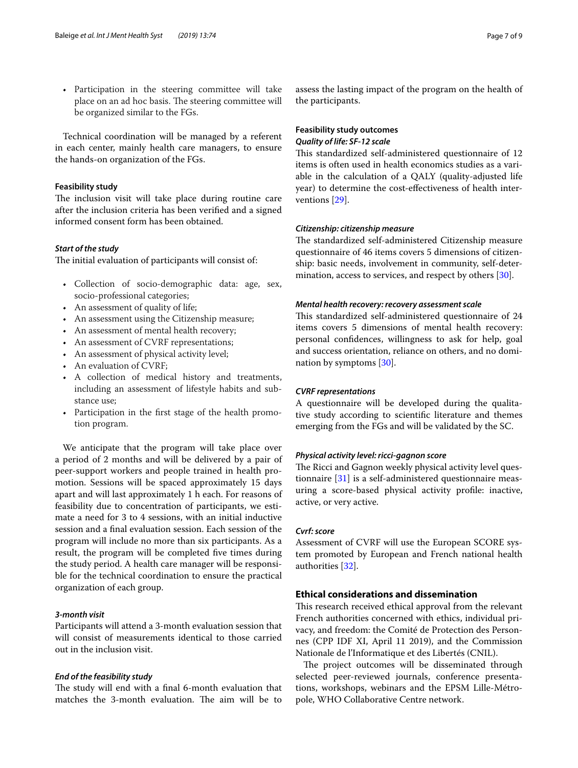- Participation in the steering committee will take place on an ad hoc basis. The steering committee will be organized similar to the FGs.

Technical coordination will be managed by a referent in each center, mainly health care managers, to ensure the hands-on organization of the FGs.

#### Feasibility study

The inclusion visit will take place during routine care after the inclusion criteria has been verified and a signed informed consent form has been obtained.

##### *Start of the study*

The initial evaluation of participants will consist of:

- Collection of socio-demographic data: age, sex, socio-professional categories;
- An assessment of quality of life;
- An assessment using the Citizenship measure;
- An assessment of mental health recovery;
- An assessment of CVRF representations;
- An assessment of physical activity level;
- An evaluation of CVRF;
- A collection of medical history and treatments, including an assessment of lifestyle habits and substance use;
- Participation in the first stage of the health promotion program.

We anticipate that the program will take place over a period of 2 months and will be delivered by a pair of peer-support workers and people trained in health promotion. Sessions will be spaced approximately 15 days apart and will last approximately 1 h each. For reasons of feasibility due to concentration of participants, we estimate a need for 3 to 4 sessions, with an initial inductive session and a final evaluation session. Each session of the program will include no more than six participants. As a result, the program will be completed five times during the study period. A health care manager will be responsible for the technical coordination to ensure the practical organization of each group.

##### *3-month visit*

Participants will attend a 3-month evaluation session that will consist of measurements identical to those carried out in the inclusion visit.

##### *End of the feasibility study*

The study will end with a final 6-month evaluation that matches the 3-month evaluation. The aim will be to assess the lasting impact of the program on the health of the participants.

#### Feasibility study outcomes

##### *Quality of life: SF-12 scale*

This standardized self-administered questionnaire of 12 items is often used in health economics studies as a variable in the calculation of a QALY (quality-adjusted life year) to determine the cost-effectiveness of health interventions [29].

##### *Citizenship: citizenship measure*

The standardized self-administered Citizenship measure questionnaire of 46 items covers 5 dimensions of citizenship: basic needs, involvement in community, self-determination, access to services, and respect by others [30].

##### *Mental health recovery: recovery assessment scale*

This standardized self-administered questionnaire of 24 items covers 5 dimensions of mental health recovery: personal confidences, willingness to ask for help, goal and success orientation, reliance on others, and no domination by symptoms [30].

##### *CVRF representations*

A questionnaire will be developed during the qualitative study according to scientific literature and themes emerging from the FGs and will be validated by the SC.

##### *Physical activity level: ricci-gagnon score*

The Ricci and Gagnon weekly physical activity level questionnaire [31] is a self-administered questionnaire measuring a score-based physical activity profile: inactive, active, or very active.

##### *Cvrf: score*

Assessment of CVRF will use the European SCORE system promoted by European and French national health authorities [32].

### Ethical considerations and dissemination

This research received ethical approval from the relevant French authorities concerned with ethics, individual privacy, and freedom: the Comité de Protection des Personnes (CPP IDF XI, April 11 2019), and the Commission Nationale de l'Informatique et des Libertés (CNIL).

The project outcomes will be disseminated through selected peer-reviewed journals, conference presentations, workshops, webinars and the EPSM Lille-Métropole, WHO Collaborative Centre network.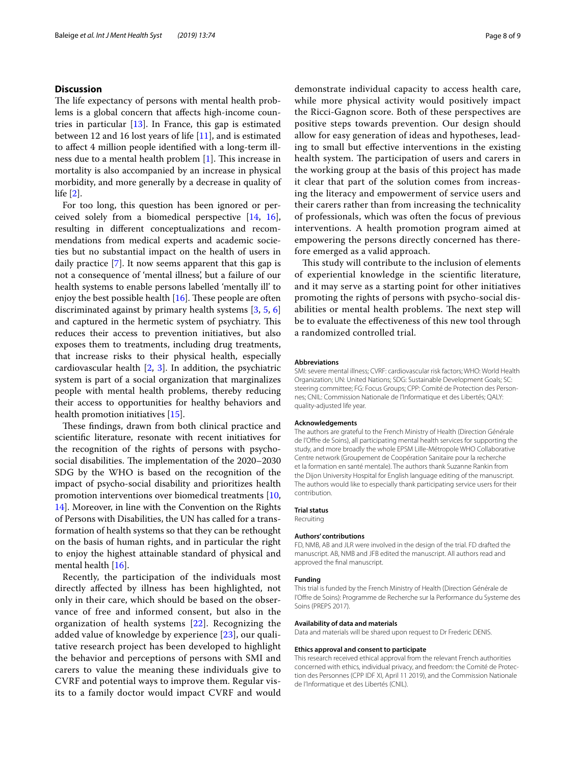## Discussion

The life expectancy of persons with mental health problems is a global concern that affects high-income countries in particular [13]. In France, this gap is estimated between 12 and 16 lost years of life [11], and is estimated to affect 4 million people identified with a long-term illness due to a mental health problem [1]. This increase in mortality is also accompanied by an increase in physical morbidity, and more generally by a decrease in quality of life [2].

For too long, this question has been ignored or perceived solely from a biomedical perspective [14, 16], resulting in different conceptualizations and recommendations from medical experts and academic societies but no substantial impact on the health of users in daily practice [7]. It now seems apparent that this gap is not a consequence of 'mental illness', but a failure of our health systems to enable persons labelled 'mentally ill' to enjoy the best possible health [16]. These people are often discriminated against by primary health systems [3, 5, 6] and captured in the hermetic system of psychiatry. This reduces their access to prevention initiatives, but also exposes them to treatments, including drug treatments, that increase risks to their physical health, especially cardiovascular health [2, 3]. In addition, the psychiatric system is part of a social organization that marginalizes people with mental health problems, thereby reducing their access to opportunities for healthy behaviors and health promotion initiatives [15].

These findings, drawn from both clinical practice and scientific literature, resonate with recent initiatives for the recognition of the rights of persons with psycho-social disabilities. The implementation of the 2020–2030 SDG by the WHO is based on the recognition of the impact of psycho-social disability and prioritizes health promotion interventions over biomedical treatments [10, 14]. Moreover, in line with the Convention on the Rights of Persons with Disabilities, the UN has called for a transformation of health systems so that they can be rethought on the basis of human rights, and in particular the right to enjoy the highest attainable standard of physical and mental health [16].

Recently, the participation of the individuals most directly affected by illness has been highlighted, not only in their care, which should be based on the observance of free and informed consent, but also in the organization of health systems [22]. Recognizing the added value of knowledge by experience [23], our qualitative research project has been developed to highlight the behavior and perceptions of persons with SMI and carers to value the meaning these individuals give to CVRF and potential ways to improve them. Regular visits to a family doctor would impact CVRF and would demonstrate individual capacity to access health care, while more physical activity would positively impact the Ricci-Gagnon score. Both of these perspectives are positive steps towards prevention. Our design should allow for easy generation of ideas and hypotheses, leading to small but effective interventions in the existing health system. The participation of users and carers in the working group at the basis of this project has made it clear that part of the solution comes from increasing the literacy and empowerment of service users and their carers rather than from increasing the technicality of professionals, which was often the focus of previous interventions. A health promotion program aimed at empowering the persons directly concerned has therefore emerged as a valid approach.

This study will contribute to the inclusion of elements of experiential knowledge in the scientific literature, and it may serve as a starting point for other initiatives promoting the rights of persons with psycho-social disabilities or mental health problems. The next step will be to evaluate the effectiveness of this new tool through a randomized controlled trial.

#### Abbreviations

SMI: severe mental illness; CVRF: cardiovascular risk factors; WHO: World Health Organization; UN: United Nations; SDG: Sustainable Development Goals; SC: steering committee; FG: Focus Groups; CPP: Comité de Protection des Personnes; CNIL: Commission Nationale de l'Informatique et des Libertés; QALY: quality-adjusted life year.

#### Acknowledgements

The authors are grateful to the French Ministry of Health (Direction Générale de l'Offre de Soins), all participating mental health services for supporting the study, and more broadly the whole EPSM Lille-Métropole WHO Collaborative Centre network (Groupement de Coopération Sanitaire pour la recherche et la formation en santé mentale). The authors thank Suzanne Rankin from the Dijon University Hospital for English language editing of the manuscript. The authors would like to especially thank participating service users for their contribution.

#### Trial status

Recruiting

#### Authors' contributions

FD, NMB, AB and JLR were involved in the design of the trial. FD drafted the manuscript. AB, NMB and JFB edited the manuscript. All authors read and approved the final manuscript.

#### Funding

This trial is funded by the French Ministry of Health (Direction Générale de l'Offre de Soins): Programme de Recherche sur la Performance du Systeme des Soins (PREPS 2017).

#### Availability of data and materials

Data and materials will be shared upon request to Dr Frederic DENIS.

#### Ethics approval and consent to participate

This research received ethical approval from the relevant French authorities concerned with ethics, individual privacy, and freedom: the Comité de Protection des Personnes (CPP IDF XI, April 11 2019), and the Commission Nationale de l'Informatique et des Libertés (CNIL).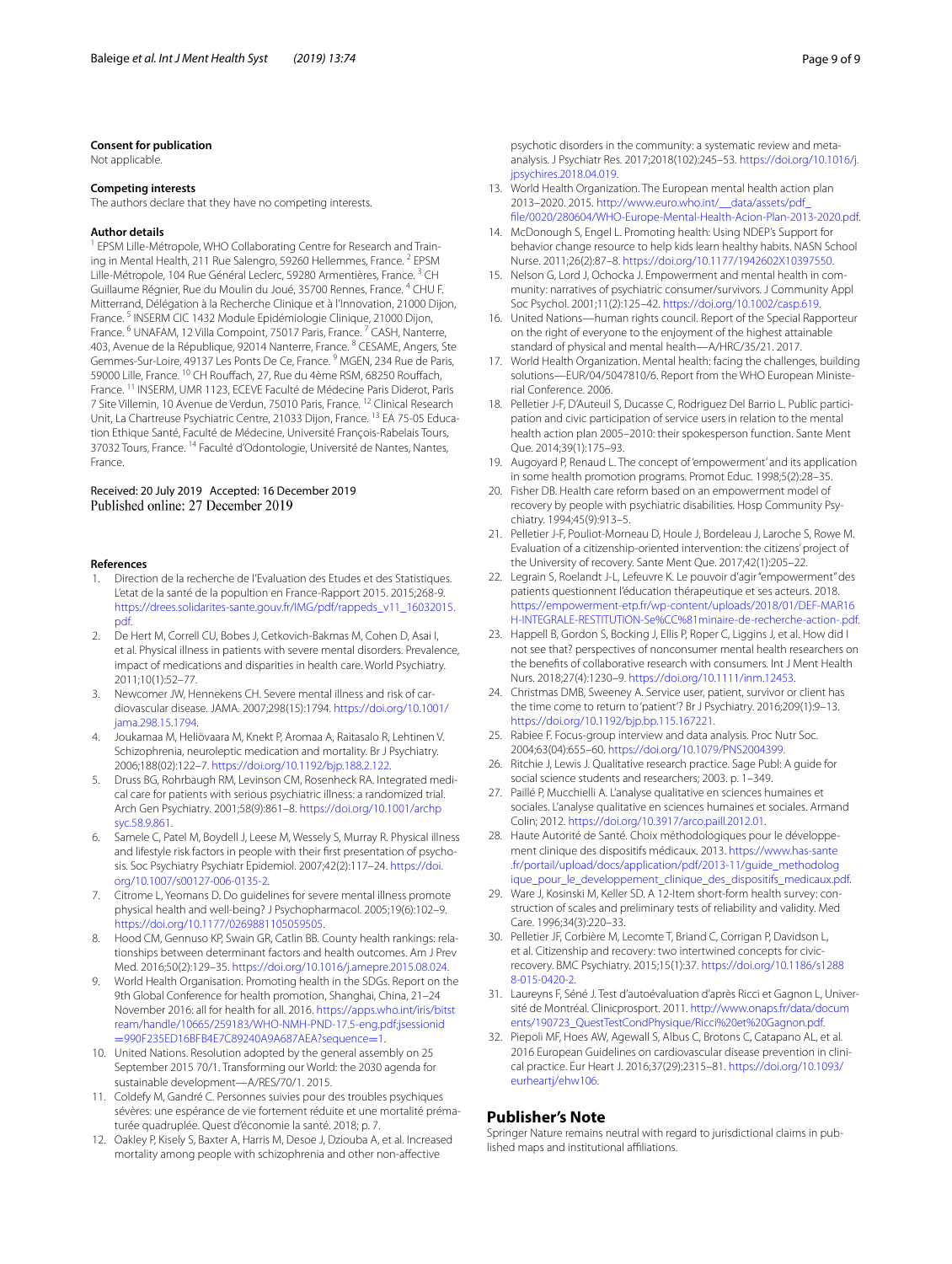### Consent for publication

Not applicable.

### Competing interests

The authors declare that they have no competing interests.

### Author details

[1] EPSM Lille-Métropole, WHO Collaborating Centre for Research and Training in Mental Health, 211 Rue Salengro, 59260 Hellemmes, France. [2] EPSM Lille-Métropole, 104 Rue Général Leclerc, 59280 Armentières, France. [3] CH Guillaume Régnier, Rue du Moulin du Joué, 35700 Rennes, France. [4] CHU F. Mitterrand, Délégation à la Recherche Clinique et à l'Innovation, 21000 Dijon, France. [5] INSERM CIC 1432 Module Epidémiologie Clinique, 21000 Dijon, France. [6] UNAFAM, 12 Villa Compoint, 75017 Paris, France. [7] CASH, Nanterre, 403, Avenue de la République, 92014 Nanterre, France. [8] CESAME, Angers, Ste Gemmes-Sur-Loire, 49137 Les Ponts De Ce, France. [9] MGEN, 234 Rue de Paris, 59000 Lille, France. [10] CH Rouffach, 27, Rue du 4ème RSM, 68250 Rouffach, France. [11] INSERM, UMR 1123, ECEVE Faculté de Médecine Paris Diderot, Paris 7 Site Villemin, 10 Avenue de Verdun, 75010 Paris, France. [12] Clinical Research Unit, La Chartreuse Psychiatric Centre, 21033 Dijon, France. [13] EA 75-05 Education Ethique Santé, Faculté de Médecine, Université François-Rabelais Tours, 37032 Tours, France. [14] Faculté d'Odontologie, Université de Nantes, Nantes, France.

Received: 20 July 2019 Accepted: 16 December 2019
Published online: 27 December 2019

### References

1. Direction de la recherche de l'Evaluation des Etudes et des Statistiques. L'etat de la santé de la popultion en France-Rapport 2015. 2015;268-9. https://drees.solidarites-sante.gouv.fr/IMG/pdf/rappeds_v11_16032015.pdf.
2. De Hert M, Correll CU, Bobes J, Cetkovich-Bakmas M, Cohen D, Asai I, et al. Physical illness in patients with severe mental disorders. Prevalence, impact of medications and disparities in health care. World Psychiatry. 2011;10(1):52–77.
3. Newcomer JW, Hennekens CH. Severe mental illness and risk of cardiovascular disease. JAMA. 2007;298(15):1794. https://doi.org/10.1001/jama.298.15.1794.
4. Joukamaa M, Heliövaara M, Knekt P, Aromaa A, Raitasalo R, Lehtinen V. Schizophrenia, neuroleptic medication and mortality. Br J Psychiatry. 2006;188(02):122–7. https://doi.org/10.1192/bjp.188.2.122.
5. Druss BG, Rohrbaugh RM, Levinson CM, Rosenheck RA. Integrated medical care for patients with serious psychiatric illness: a randomized trial. Arch Gen Psychiatry. 2001;58(9):861–8. https://doi.org/10.1001/archpsyc.58.9.861.
6. Samele C, Patel M, Boydell J, Leese M, Wessely S, Murray R. Physical illness and lifestyle risk factors in people with their first presentation of psychosis. Soc Psychiatry Psychiatr Epidemiol. 2007;42(2):117–24. https://doi.org/10.1007/s00127-006-0135-2.
7. Citrome L, Yeomans D. Do guidelines for severe mental illness promote physical health and well-being? J Psychopharmacol. 2005;19(6):102–9. https://doi.org/10.1177/0269881105059505.
8. Hood CM, Gennuso KP, Swain GR, Catlin BB. County health rankings: relationships between determinant factors and health outcomes. Am J Prev Med. 2016;50(2):129–35. https://doi.org/10.1016/j.amepre.2015.08.024.
9. World Health Organisation. Promoting health in the SDGs. Report on the 9th Global Conference for health promotion, Shanghai, China, 21–24 November 2016: all for health for all. 2016. https://apps.who.int/iris/bitstream/handle/10665/259183/WHO-NMH-PND-17.5-eng.pdf;jsessionid=990F235ED16BFB4E7C89240A9A687AEA?sequence=1.
10. United Nations. Resolution adopted by the general assembly on 25 September 2015 70/1. Transforming our World: the 2030 agenda for sustainable development—A/RES/70/1. 2015.
11. Coldefy M, Gandré C. Personnes suivies pour des troubles psychiques sévères: une espérance de vie fortement réduite et une mortalité prématurée quadruplée. Quest d'économie la santé. 2018; p. 7.
12. Oakley P, Kisely S, Baxter A, Harris M, Desoe J, Dziouba A, et al. Increased mortality among people with schizophrenia and other non-affective psychotic disorders in the community: a systematic review and meta-analysis. J Psychiatr Res. 2017;2018(102):245–53. https://doi.org/10.1016/j.jpsychires.2018.04.019.
13. World Health Organization. The European mental health action plan 2013–2020. 2015. http://www.euro.who.int/__data/assets/pdf_file/0020/280604/WHO-Europe-Mental-Health-Acion-Plan-2013-2020.pdf.
14. McDonough S, Engel L. Promoting health: Using NDEP's Support for behavior change resource to help kids learn healthy habits. NASN School Nurse. 2011;26(2):87–8. https://doi.org/10.1177/1942602X10397550.
15. Nelson G, Lord J, Ochocka J. Empowerment and mental health in community: narratives of psychiatric consumer/survivors. J Community Appl Soc Psychol. 2001;11(2):125–42. https://doi.org/10.1002/casp.619.
16. United Nations—human rights council. Report of the Special Rapporteur on the right of everyone to the enjoyment of the highest attainable standard of physical and mental health—A/HRC/35/21. 2017.
17. World Health Organization. Mental health: facing the challenges, building solutions—EUR/04/5047810/6. Report from the WHO European Ministerial Conference. 2006.
18. Pelletier J-F, D'Auteuil S, Ducasse C, Rodriguez Del Barrio L. Public participation and civic participation of service users in relation to the mental health action plan 2005–2010: their spokesperson function. Sante Ment Que. 2014;39(1):175–93.
19. Augoyard P, Renaud L. The concept of 'empowerment' and its application in some health promotion programs. Promot Educ. 1998;5(2):28–35.
20. Fisher DB. Health care reform based on an empowerment model of recovery by people with psychiatric disabilities. Hosp Community Psychiatry. 1994;45(9):913–5.
21. Pelletier J-F, Pouliot-Morneau D, Houle J, Bordeleau J, Laroche S, Rowe M. Evaluation of a citizenship-oriented intervention: the citizens' project of the University of recovery. Sante Ment Que. 2017;42(1):205–22.
22. Legrain S, Roelandt J-L, Lefeuvre K. Le pouvoir d'agir "empowerment" des patients questionnent l'éducation thérapeutique et ses acteurs. 2018. https://empowerment-etp.fr/wp-content/uploads/2018/01/DEF-MAR16H-INTEGRALE-RESTITUTION-Se%CC%81minaire-de-recherche-action-.pdf.
23. Happell B, Gordon S, Bocking J, Ellis P, Roper C, Liggins J, et al. How did I not see that? perspectives of nonconsumer mental health researchers on the benefits of collaborative research with consumers. Int J Ment Health Nurs. 2018;27(4):1230–9. https://doi.org/10.1111/inm.12453.
24. Christmas DMB, Sweeney A. Service user, patient, survivor or client has the time come to return to 'patient'? Br J Psychiatry. 2016;209(1):9–13. https://doi.org/10.1192/bjp.bp.115.167221.
25. Rabiee F. Focus-group interview and data analysis. Proc Nutr Soc. 2004;63(04):655–60. https://doi.org/10.1079/PNS2004399.
26. Ritchie J, Lewis J. Qualitative research practice. Sage Publ: A guide for social science students and researchers; 2003. p. 1–349.
27. Paillé P, Mucchielli A. L'analyse qualitative en sciences humaines et sociales. L'analyse qualitative en sciences humaines et sociales. Armand Colin; 2012. https://doi.org/10.3917/arco.paill.2012.01.
28. Haute Autorité de Santé. Choix méthodologiques pour le développement clinique des dispositifs médicaux. 2013. https://www.has-sante.fr/portail/upload/docs/application/pdf/2013-11/guide_methodologique_pour_le_developpement_clinique_des_dispositifs_medicaux.pdf.
29. Ware J, Kosinski M, Keller SD. A 12-Item short-form health survey: construction of scales and preliminary tests of reliability and validity. Med Care. 1996;34(3):220–33.
30. Pelletier JF, Corbière M, Lecomte T, Briand C, Corrigan P, Davidson L, et al. Citizenship and recovery: two intertwined concepts for civic-recovery. BMC Psychiatry. 2015;15(1):37. https://doi.org/10.1186/s12888-015-0420-2.
31. Laureyns F, Séné J. Test d'autoévaluation d'après Ricci et Gagnon L, Université de Montréal. Clinicprosport. 2011. http://www.onaps.fr/data/documents/190723_QuestTestCondPhysique/Ricci%20et%20Gagnon.pdf.
32. Piepoli MF, Hoes AW, Agewall S, Albus C, Brotons C, Catapano AL, et al. 2016 European Guidelines on cardiovascular disease prevention in clinical practice. Eur Heart J. 2016;37(29):2315–81. https://doi.org/10.1093/eurheartj/ehw106.

## Publisher's Note

Springer Nature remains neutral with regard to jurisdictional claims in published maps and institutional affiliations.